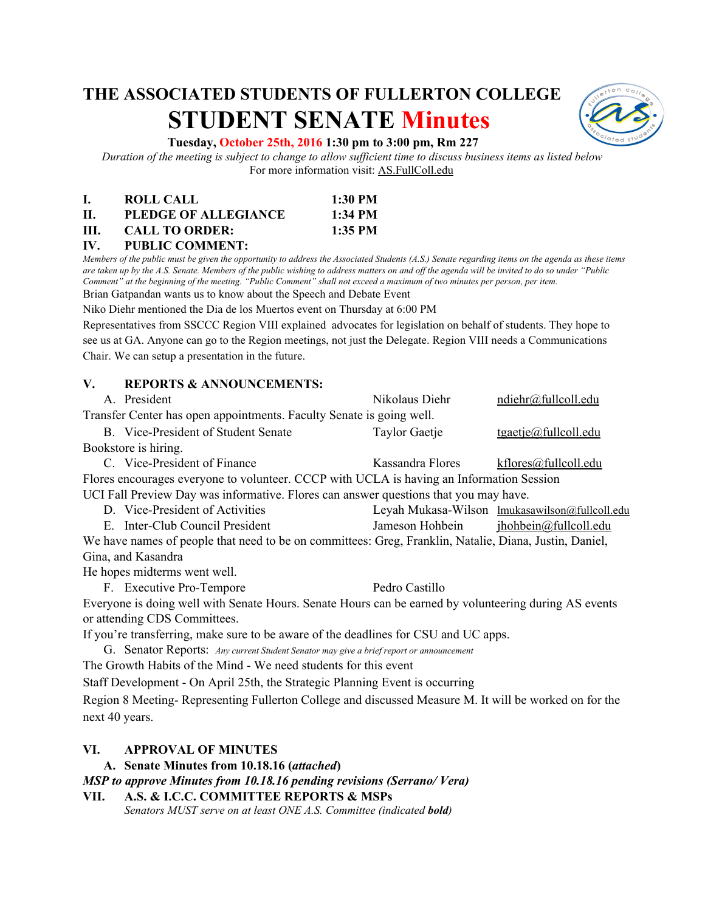# THE ASSOCIATED STUDENTS OF FULLERTON COLLEGE

# STUDENT SENATE Minutes

**Tuesday, October 25th, 2016 1:30 pm to 3:00 pm, Rm 227**

*Duration of the meeting is subject to change to allow sufficient time to discuss business items as listed below*

For more information visit: AS.FullColl.edu

**I. ROLL CALL 1:30 PM**

**II. PLEDGE OF ALLEGIANCE 1:34 PM**

**III. CALL TO ORDER: 1:35 PM**

**IV. PUBLIC COMMENT:**

*Members of the public must be given the opportunity to address the Associated Students (A.S.) Senate regarding items on the agenda as these items are taken up by the A.S. Senate. Members of the public wishing to address matters on and off the agenda will be invited to do so under "Public Comment" at the beginning of the meeting. "Public Comment" shall not exceed a maximum of two minutes per person, per item.*

Brian Gatpandan wants us to know about the Speech and Debate Event

Niko Diehr mentioned the Dia de los Muertos event on Thursday at 6:00 PM

Representatives from SSCCC Region VIII explained advocates for legislation on behalf of students. They hope to see us at GA. Anyone can go to the Region meetings, not just the Delegate. Region VIII needs a Communications Chair. We can setup a presentation in the future.

**V. REPORTS & ANNOUNCEMENTS:**

A. President — Nikolaus Diehr — ndiehr@fullcoll.edu

Transfer Center has open appointments. Faculty Senate is going well.

B. Vice-President of Student Senate — Taylor Gaetje — tgaetje@fullcoll.edu

Bookstore is hiring.

C. Vice-President of Finance — Kassandra Flores — kflores@fullcoll.edu

Flores encourages everyone to volunteer. CCCP with UCLA is having an Information Session

UCI Fall Preview Day was informative. Flores can answer questions that you may have.

D. Vice-President of Activities — Leyah Mukasa-Wilson — lmukasawilson@fullcoll.edu

E. Inter-Club Council President — Jameson Hohbein — jhohbein@fullcoll.edu

We have names of people that need to be on committees: Greg, Franklin, Natalie, Diana, Justin, Daniel, Gina, and Kasandra

He hopes midterms went well.

F. Executive Pro-Tempore — Pedro Castillo

Everyone is doing well with Senate Hours. Senate Hours can be earned by volunteering during AS events or attending CDS Committees.

If you're transferring, make sure to be aware of the deadlines for CSU and UC apps.

G. Senator Reports: *Any current Student Senator may give a brief report or announcement*

The Growth Habits of the Mind - We need students for this event

Staff Development - On April 25th, the Strategic Planning Event is occurring

Region 8 Meeting- Representing Fullerton College and discussed Measure M. It will be worked on for the next 40 years.

**VI. APPROVAL OF MINUTES**

**A. Senate Minutes from 10.18.16 (*attached*)**

***MSP to approve Minutes from 10.18.16 pending revisions (Serrano/ Vera)***

**VII. A.S. & I.C.C. COMMITTEE REPORTS & MSPs**

*Senators MUST serve on at least ONE A.S. Committee (indicated **bold**)*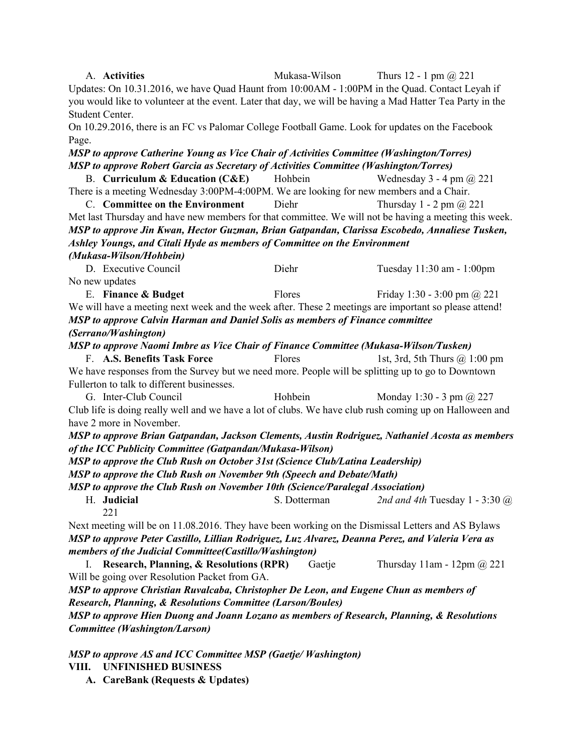A. **Activities** Mukasa-Wilson Thurs 12 - 1 pm @ 221

Updates: On 10.31.2016, we have Quad Haunt from 10:00AM - 1:00PM in the Quad. Contact Leyah if you would like to volunteer at the event. Later that day, we will be having a Mad Hatter Tea Party in the Student Center.

On 10.29.2016, there is an FC vs Palomar College Football Game. Look for updates on the Facebook Page.

***MSP to approve Catherine Young as Vice Chair of Activities Committee (Washington/Torres)***

***MSP to approve Robert Garcia as Secretary of Activities Committee (Washington/Torres)***

B. **Curriculum & Education (C&E)** Hohbein Wednesday 3 - 4 pm @ 221

There is a meeting Wednesday 3:00PM-4:00PM. We are looking for new members and a Chair.

C. **Committee on the Environment** Diehr Thursday 1 - 2 pm @ 221

Met last Thursday and have new members for that committee. We will not be having a meeting this week.

***MSP to approve Jin Kwan, Hector Guzman, Brian Gatpandan, Clarissa Escobedo, Annaliese Tusken, Ashley Youngs, and Citali Hyde as members of Committee on the Environment (Mukasa-Wilson/Hohbein)***

D. Executive Council Diehr Tuesday 11:30 am - 1:00pm

No new updates

E. **Finance & Budget** Flores Friday 1:30 - 3:00 pm @ 221

We will have a meeting next week and the week after. These 2 meetings are important so please attend!

***MSP to approve Calvin Harman and Daniel Solis as members of Finance committee (Serrano/Washington)***

***MSP to approve Naomi Imbre as Vice Chair of Finance Committee (Mukasa-Wilson/Tusken)***

F. **A.S. Benefits Task Force** Flores 1st, 3rd, 5th Thurs @ 1:00 pm

We have responses from the Survey but we need more. People will be splitting up to go to Downtown Fullerton to talk to different businesses.

G. Inter-Club Council Hohbein Monday 1:30 - 3 pm @ 227

Club life is doing really well and we have a lot of clubs. We have club rush coming up on Halloween and have 2 more in November.

***MSP to approve Brian Gatpandan, Jackson Clements, Austin Rodriguez, Nathaniel Acosta as members of the ICC Publicity Committee (Gatpandan/Mukasa-Wilson)***

***MSP to approve the Club Rush on October 31st (Science Club/Latina Leadership)***

***MSP to approve the Club Rush on November 9th (Speech and Debate/Math)***

***MSP to approve the Club Rush on November 10th (Science/Paralegal Association)***

H. **Judicial** S. Dotterman *2nd and 4th* Tuesday 1 - 3:30 @ 221

Next meeting will be on 11.08.2016. They have been working on the Dismissal Letters and AS Bylaws

***MSP to approve Peter Castillo, Lillian Rodriguez, Luz Alvarez, Deanna Perez, and Valeria Vera as members of the Judicial Committee(Castillo/Washington)***

I. **Research, Planning, & Resolutions (RPR)** Gaetje Thursday 11am - 12pm @ 221

Will be going over Resolution Packet from GA.

***MSP to approve Christian Ruvalcaba, Christopher De Leon, and Eugene Chun as members of Research, Planning, & Resolutions Committee (Larson/Boules)***

***MSP to approve Hien Duong and Joann Lozano as members of Research, Planning, & Resolutions Committee (Washington/Larson)***

***MSP to approve AS and ICC Committee MSP (Gaetje/ Washington)***

## VIII. UNFINISHED BUSINESS

**A. CareBank (Requests & Updates)**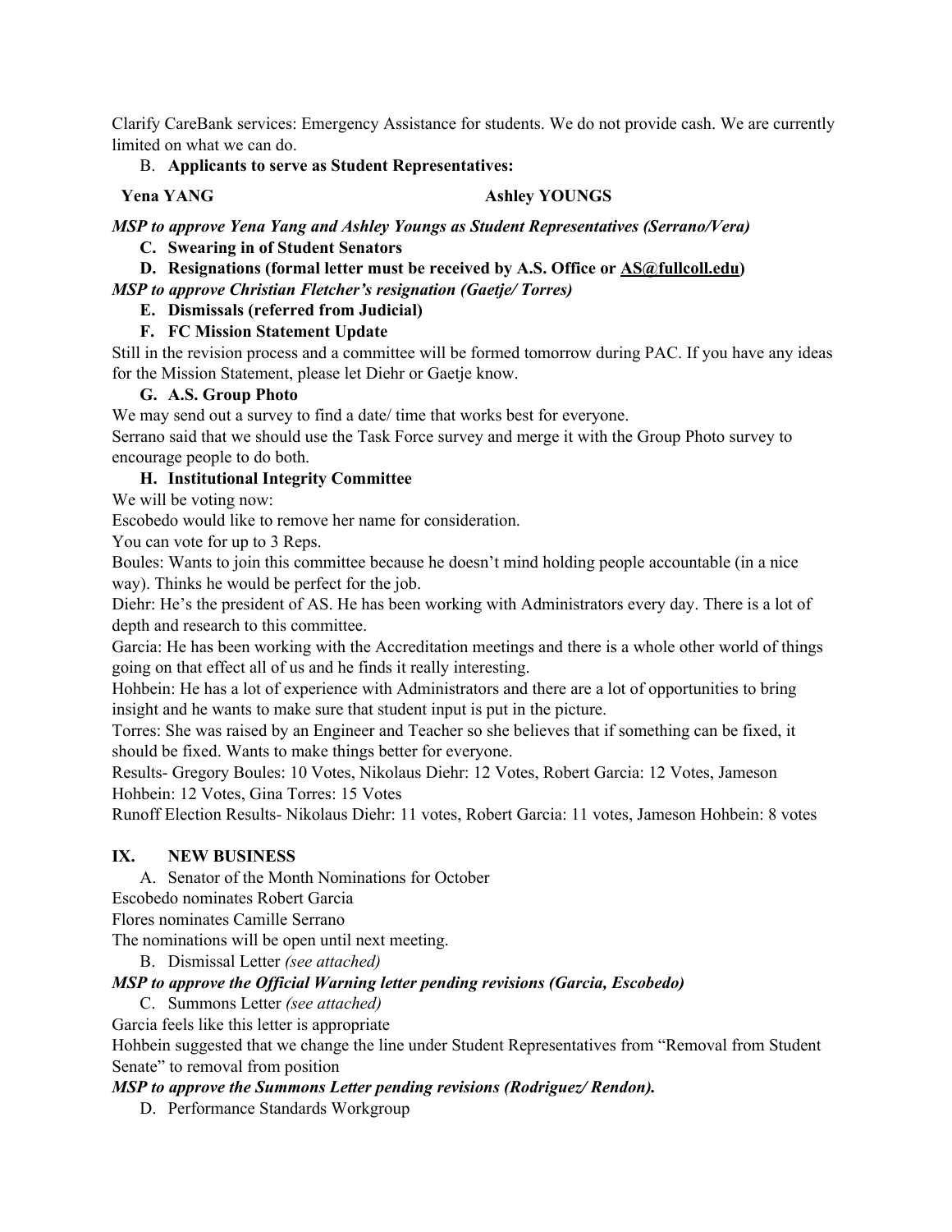Clarify CareBank services: Emergency Assistance for students. We do not provide cash. We are currently limited on what we can do.

B. **Applicants to serve as Student Representatives:**

**Yena YANG** **Ashley YOUNGS**

***MSP to approve Yena Yang and Ashley Youngs as Student Representatives (Serrano/Vera)***

C. **Swearing in of Student Senators**

D. **Resignations (formal letter must be received by A.S. Office or AS@fullcoll.edu)**

***MSP to approve Christian Fletcher's resignation (Gaetje/ Torres)***

E. **Dismissals (referred from Judicial)**

F. **FC Mission Statement Update**

Still in the revision process and a committee will be formed tomorrow during PAC. If you have any ideas for the Mission Statement, please let Diehr or Gaetje know.

G. **A.S. Group Photo**

We may send out a survey to find a date/ time that works best for everyone.

Serrano said that we should use the Task Force survey and merge it with the Group Photo survey to encourage people to do both.

H. **Institutional Integrity Committee**

We will be voting now:

Escobedo would like to remove her name for consideration.

You can vote for up to 3 Reps.

Boules: Wants to join this committee because he doesn't mind holding people accountable (in a nice way). Thinks he would be perfect for the job.

Diehr: He's the president of AS. He has been working with Administrators every day. There is a lot of depth and research to this committee.

Garcia: He has been working with the Accreditation meetings and there is a whole other world of things going on that effect all of us and he finds it really interesting.

Hohbein: He has a lot of experience with Administrators and there are a lot of opportunities to bring insight and he wants to make sure that student input is put in the picture.

Torres: She was raised by an Engineer and Teacher so she believes that if something can be fixed, it should be fixed. Wants to make things better for everyone.

Results- Gregory Boules: 10 Votes, Nikolaus Diehr: 12 Votes, Robert Garcia: 12 Votes, Jameson Hohbein: 12 Votes, Gina Torres: 15 Votes

Runoff Election Results- Nikolaus Diehr: 11 votes, Robert Garcia: 11 votes, Jameson Hohbein: 8 votes

## IX. NEW BUSINESS

A. Senator of the Month Nominations for October

Escobedo nominates Robert Garcia

Flores nominates Camille Serrano

The nominations will be open until next meeting.

B. Dismissal Letter *(see attached)*

***MSP to approve the Official Warning letter pending revisions (Garcia, Escobedo)***

C. Summons Letter *(see attached)*

Garcia feels like this letter is appropriate

Hohbein suggested that we change the line under Student Representatives from "Removal from Student Senate" to removal from position

***MSP to approve the Summons Letter pending revisions (Rodriguez/ Rendon).***

D. Performance Standards Workgroup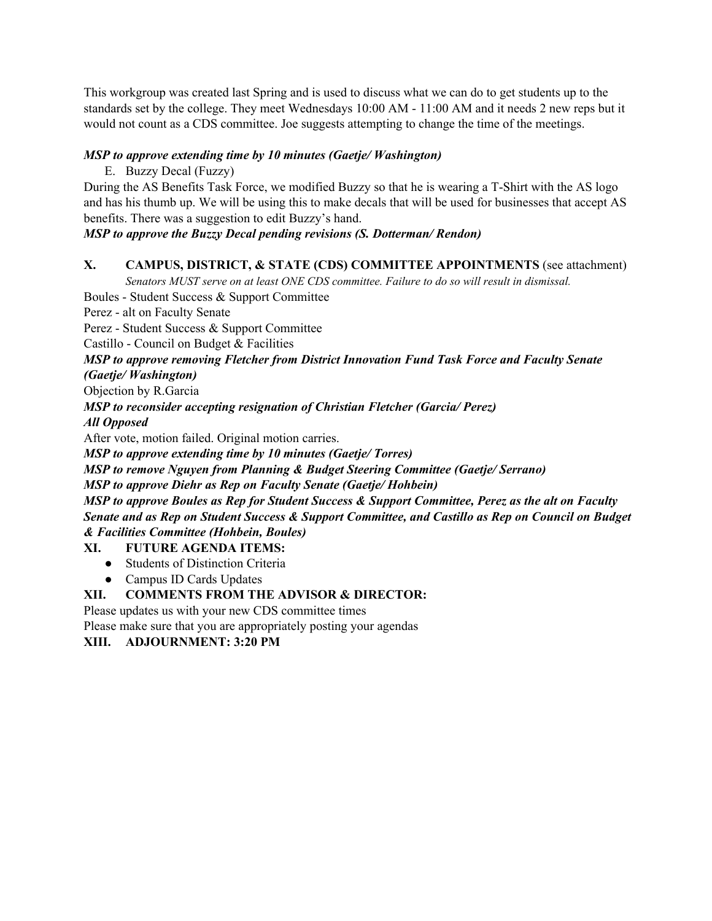This workgroup was created last Spring and is used to discuss what we can do to get students up to the standards set by the college. They meet Wednesdays 10:00 AM - 11:00 AM and it needs 2 new reps but it would not count as a CDS committee. Joe suggests attempting to change the time of the meetings.

***MSP to approve extending time by 10 minutes (Gaetje/ Washington)***

E. Buzzy Decal (Fuzzy)

During the AS Benefits Task Force, we modified Buzzy so that he is wearing a T-Shirt with the AS logo and has his thumb up. We will be using this to make decals that will be used for businesses that accept AS benefits. There was a suggestion to edit Buzzy's hand.

***MSP to approve the Buzzy Decal pending revisions (S. Dotterman/ Rendon)***

## X. CAMPUS, DISTRICT, & STATE (CDS) COMMITTEE APPOINTMENTS (see attachment)

*Senators MUST serve on at least ONE CDS committee. Failure to do so will result in dismissal.*

Boules - Student Success & Support Committee

Perez - alt on Faculty Senate

Perez - Student Success & Support Committee

Castillo - Council on Budget & Facilities

***MSP to approve removing Fletcher from District Innovation Fund Task Force and Faculty Senate (Gaetje/ Washington)***

Objection by R.Garcia

***MSP to reconsider accepting resignation of Christian Fletcher (Garcia/ Perez)***

***All Opposed***

After vote, motion failed. Original motion carries.

***MSP to approve extending time by 10 minutes (Gaetje/ Torres)***

***MSP to remove Nguyen from Planning & Budget Steering Committee (Gaetje/ Serrano)***

***MSP to approve Diehr as Rep on Faculty Senate (Gaetje/ Hohbein)***

***MSP to approve Boules as Rep for Student Success & Support Committee, Perez as the alt on Faculty Senate and as Rep on Student Success & Support Committee, and Castillo as Rep on Council on Budget & Facilities Committee (Hohbein, Boules)***

## XI. FUTURE AGENDA ITEMS:

- Students of Distinction Criteria
- Campus ID Cards Updates

## XII. COMMENTS FROM THE ADVISOR & DIRECTOR:

Please updates us with your new CDS committee times

Please make sure that you are appropriately posting your agendas

## XIII. ADJOURNMENT: 3:20 PM